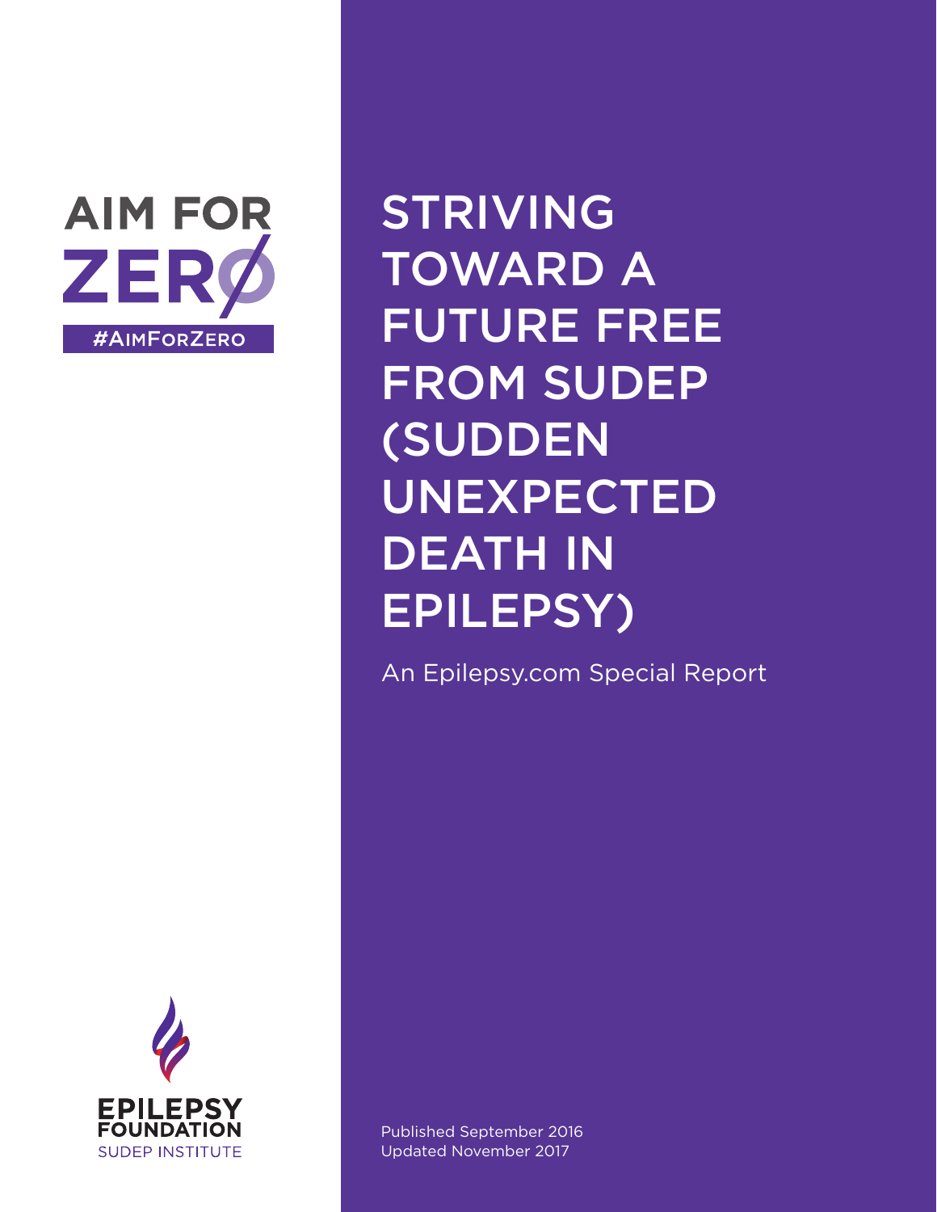AIM FOR ZERØ

#AimForZero

# STRIVING TOWARD A FUTURE FREE FROM SUDEP (SUDDEN UNEXPECTED DEATH IN EPILEPSY)

An Epilepsy.com Special Report

EPILEPSY FOUNDATION
SUDEP INSTITUTE

Published September 2016
Updated November 2017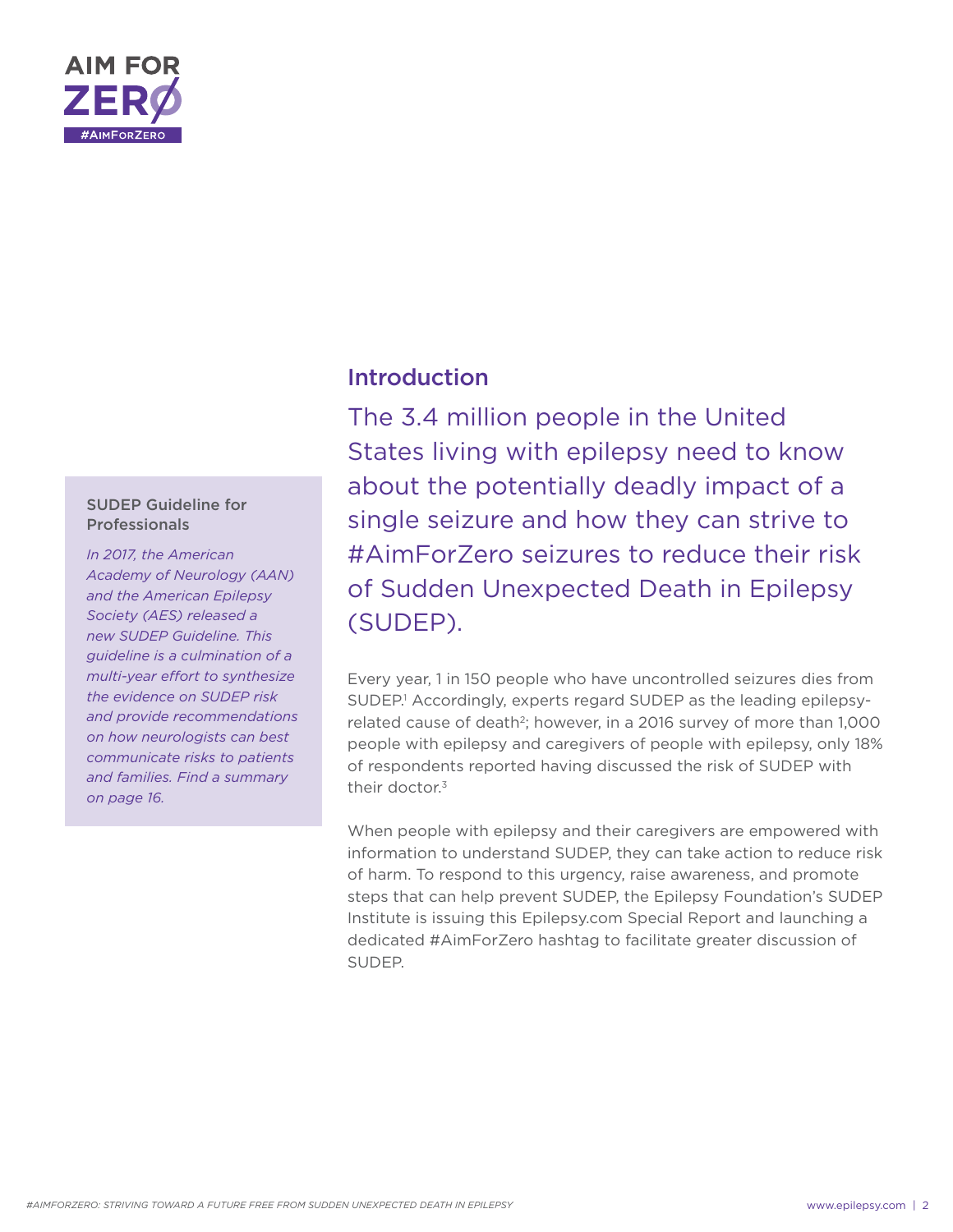AIM FOR ZERØ

#AimForZero

**SUDEP Guideline for Professionals**

*In 2017, the American Academy of Neurology (AAN) and the American Epilepsy Society (AES) released a new SUDEP Guideline. This guideline is a culmination of a multi-year effort to synthesize the evidence on SUDEP risk and provide recommendations on how neurologists can best communicate risks to patients and families. Find a summary on page 16.*

## Introduction

The 3.4 million people in the United States living with epilepsy need to know about the potentially deadly impact of a single seizure and how they can strive to #AimForZero seizures to reduce their risk of Sudden Unexpected Death in Epilepsy (SUDEP).

Every year, 1 in 150 people who have uncontrolled seizures dies from SUDEP.[1] Accordingly, experts regard SUDEP as the leading epilepsy-related cause of death[2]; however, in a 2016 survey of more than 1,000 people with epilepsy and caregivers of people with epilepsy, only 18% of respondents reported having discussed the risk of SUDEP with their doctor.[3]

When people with epilepsy and their caregivers are empowered with information to understand SUDEP, they can take action to reduce risk of harm. To respond to this urgency, raise awareness, and promote steps that can help prevent SUDEP, the Epilepsy Foundation's SUDEP Institute is issuing this Epilepsy.com Special Report and launching a dedicated #AimForZero hashtag to facilitate greater discussion of SUDEP.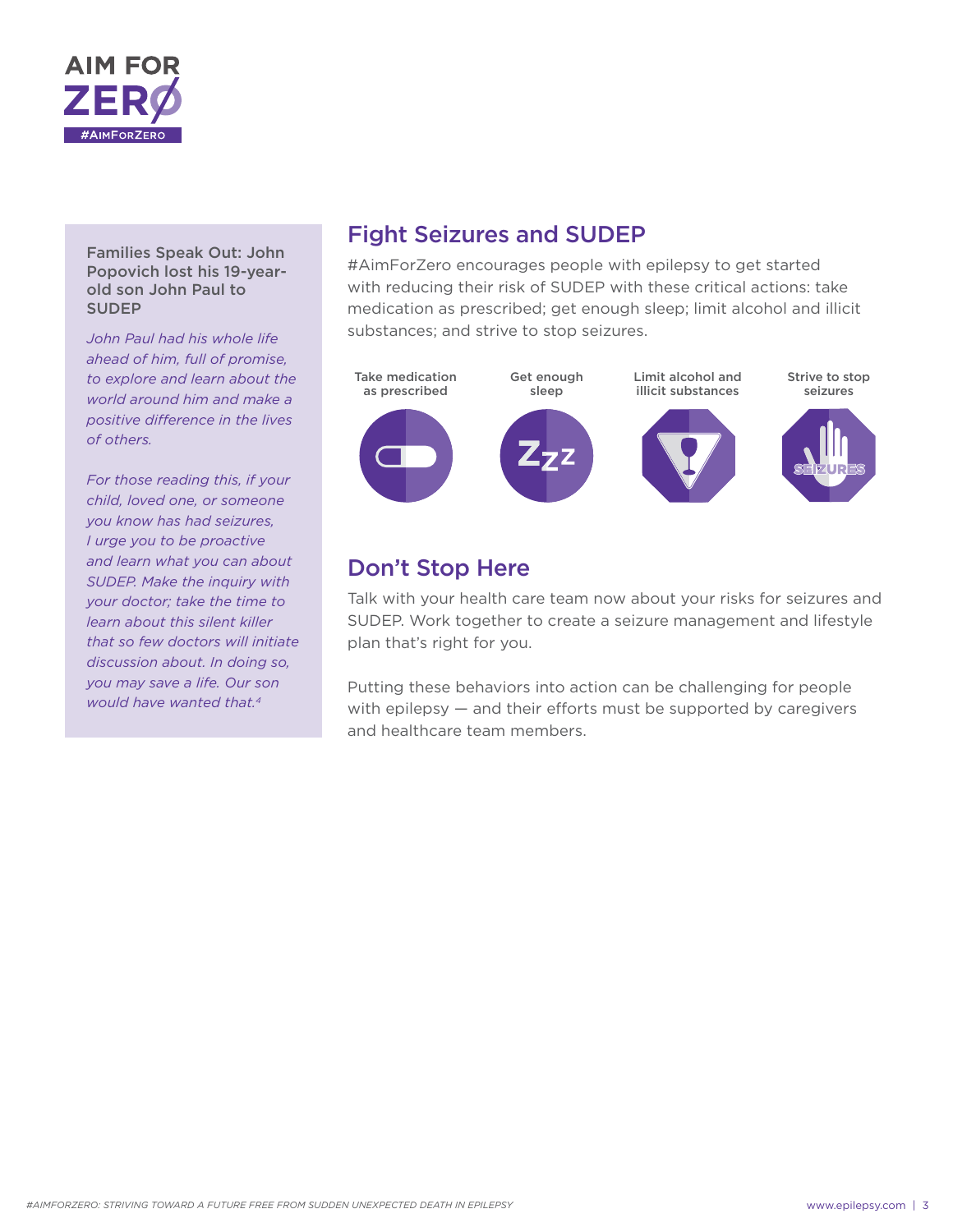**Families Speak Out: John Popovich lost his 19-year-old son John Paul to SUDEP**

*John Paul had his whole life ahead of him, full of promise, to explore and learn about the world around him and make a positive difference in the lives of others.*

*For those reading this, if your child, loved one, or someone you know has had seizures, I urge you to be proactive and learn what you can about SUDEP. Make the inquiry with your doctor; take the time to learn about this silent killer that so few doctors will initiate discussion about. In doing so, you may save a life. Our son would have wanted that.*[4]

## Fight Seizures and SUDEP

#AimForZero encourages people with epilepsy to get started with reducing their risk of SUDEP with these critical actions: take medication as prescribed; get enough sleep; limit alcohol and illicit substances; and strive to stop seizures.

- Take medication as prescribed
- Get enough sleep
- Limit alcohol and illicit substances
- Strive to stop seizures

## Don't Stop Here

Talk with your health care team now about your risks for seizures and SUDEP. Work together to create a seizure management and lifestyle plan that's right for you.

Putting these behaviors into action can be challenging for people with epilepsy — and their efforts must be supported by caregivers and healthcare team members.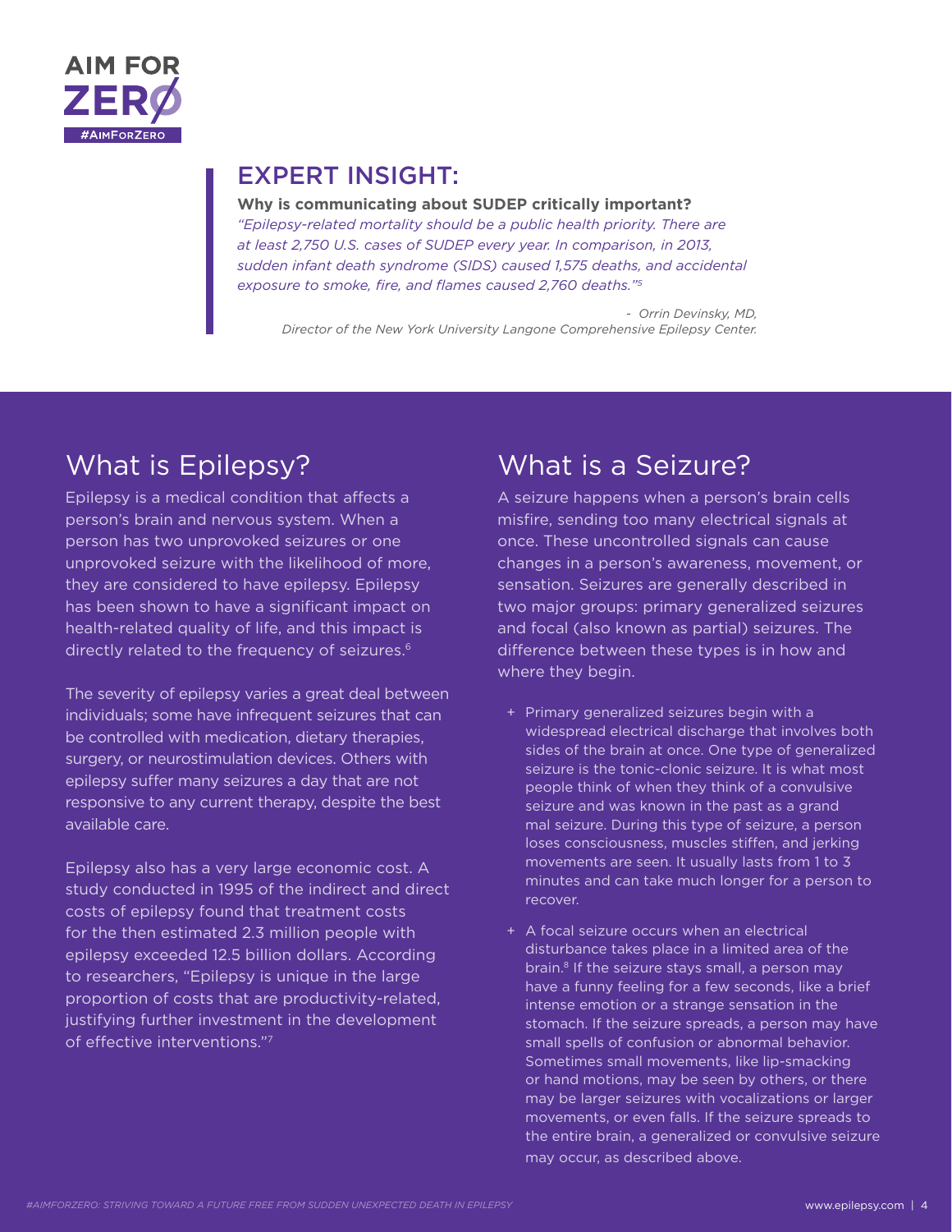## EXPERT INSIGHT:

**Why is communicating about SUDEP critically important?**

*"Epilepsy-related mortality should be a public health priority. There are at least 2,750 U.S. cases of SUDEP every year. In comparison, in 2013, sudden infant death syndrome (SIDS) caused 1,575 deaths, and accidental exposure to smoke, fire, and flames caused 2,760 deaths."*[5]

*- Orrin Devinsky, MD, Director of the New York University Langone Comprehensive Epilepsy Center.*

## What is Epilepsy?

Epilepsy is a medical condition that affects a person's brain and nervous system. When a person has two unprovoked seizures or one unprovoked seizure with the likelihood of more, they are considered to have epilepsy. Epilepsy has been shown to have a significant impact on health-related quality of life, and this impact is directly related to the frequency of seizures.[6]

The severity of epilepsy varies a great deal between individuals; some have infrequent seizures that can be controlled with medication, dietary therapies, surgery, or neurostimulation devices. Others with epilepsy suffer many seizures a day that are not responsive to any current therapy, despite the best available care.

Epilepsy also has a very large economic cost. A study conducted in 1995 of the indirect and direct costs of epilepsy found that treatment costs for the then estimated 2.3 million people with epilepsy exceeded 12.5 billion dollars. According to researchers, "Epilepsy is unique in the large proportion of costs that are productivity-related, justifying further investment in the development of effective interventions."[7]

## What is a Seizure?

A seizure happens when a person's brain cells misfire, sending too many electrical signals at once. These uncontrolled signals can cause changes in a person's awareness, movement, or sensation. Seizures are generally described in two major groups: primary generalized seizures and focal (also known as partial) seizures. The difference between these types is in how and where they begin.

- Primary generalized seizures begin with a widespread electrical discharge that involves both sides of the brain at once. One type of generalized seizure is the tonic-clonic seizure. It is what most people think of when they think of a convulsive seizure and was known in the past as a grand mal seizure. During this type of seizure, a person loses consciousness, muscles stiffen, and jerking movements are seen. It usually lasts from 1 to 3 minutes and can take much longer for a person to recover.
- A focal seizure occurs when an electrical disturbance takes place in a limited area of the brain.[8] If the seizure stays small, a person may have a funny feeling for a few seconds, like a brief intense emotion or a strange sensation in the stomach. If the seizure spreads, a person may have small spells of confusion or abnormal behavior. Sometimes small movements, like lip-smacking or hand motions, may be seen by others, or there may be larger seizures with vocalizations or larger movements, or even falls. If the seizure spreads to the entire brain, a generalized or convulsive seizure may occur, as described above.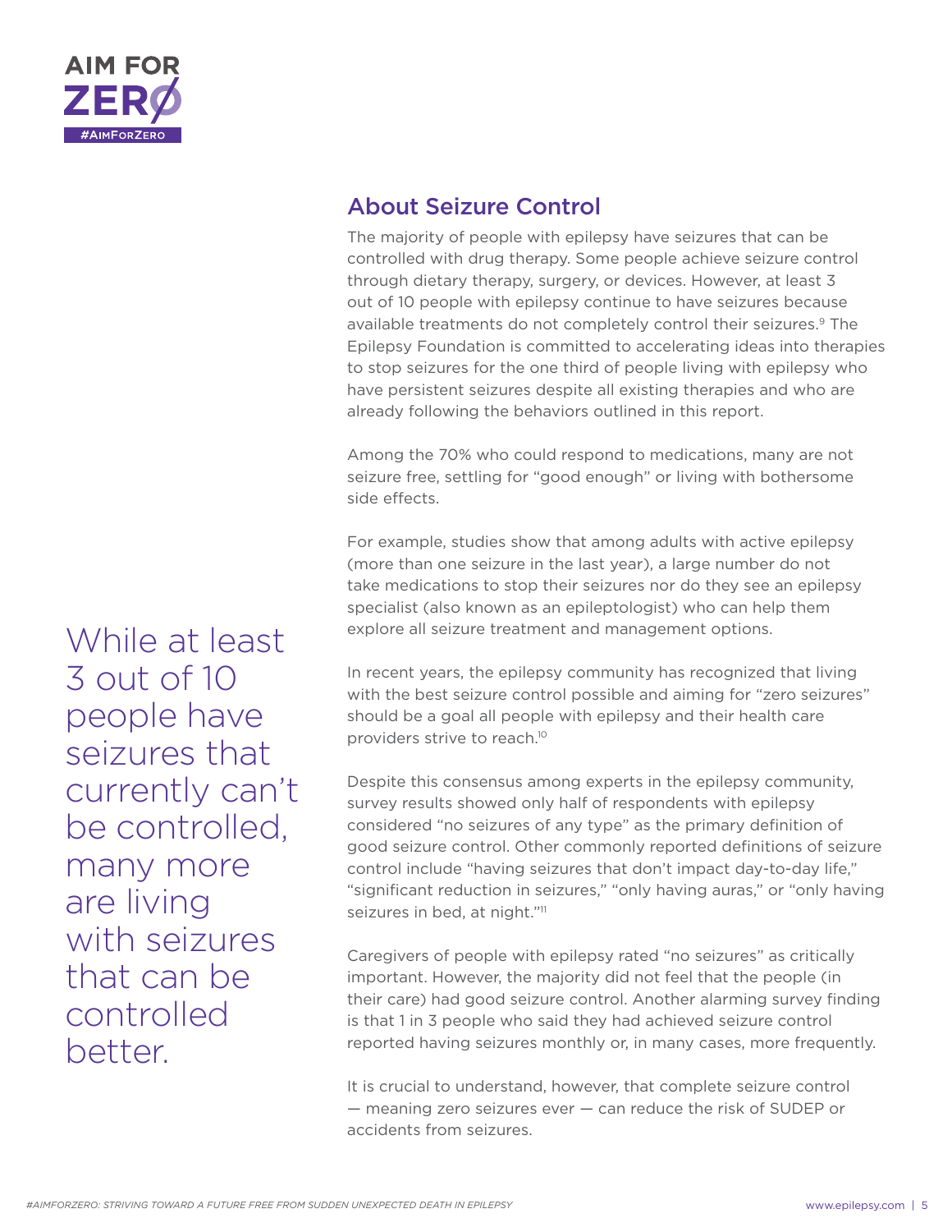## About Seizure Control

The majority of people with epilepsy have seizures that can be controlled with drug therapy. Some people achieve seizure control through dietary therapy, surgery, or devices. However, at least 3 out of 10 people with epilepsy continue to have seizures because available treatments do not completely control their seizures.[9] The Epilepsy Foundation is committed to accelerating ideas into therapies to stop seizures for the one third of people living with epilepsy who have persistent seizures despite all existing therapies and who are already following the behaviors outlined in this report.

Among the 70% who could respond to medications, many are not seizure free, settling for "good enough" or living with bothersome side effects.

For example, studies show that among adults with active epilepsy (more than one seizure in the last year), a large number do not take medications to stop their seizures nor do they see an epilepsy specialist (also known as an epileptologist) who can help them explore all seizure treatment and management options.

> While at least 3 out of 10 people have seizures that currently can't be controlled, many more are living with seizures that can be controlled better.

In recent years, the epilepsy community has recognized that living with the best seizure control possible and aiming for "zero seizures" should be a goal all people with epilepsy and their health care providers strive to reach.[10]

Despite this consensus among experts in the epilepsy community, survey results showed only half of respondents with epilepsy considered "no seizures of any type" as the primary definition of good seizure control. Other commonly reported definitions of seizure control include "having seizures that don't impact day-to-day life," "significant reduction in seizures," "only having auras," or "only having seizures in bed, at night."[11]

Caregivers of people with epilepsy rated "no seizures" as critically important. However, the majority did not feel that the people (in their care) had good seizure control. Another alarming survey finding is that 1 in 3 people who said they had achieved seizure control reported having seizures monthly or, in many cases, more frequently.

It is crucial to understand, however, that complete seizure control — meaning zero seizures ever — can reduce the risk of SUDEP or accidents from seizures.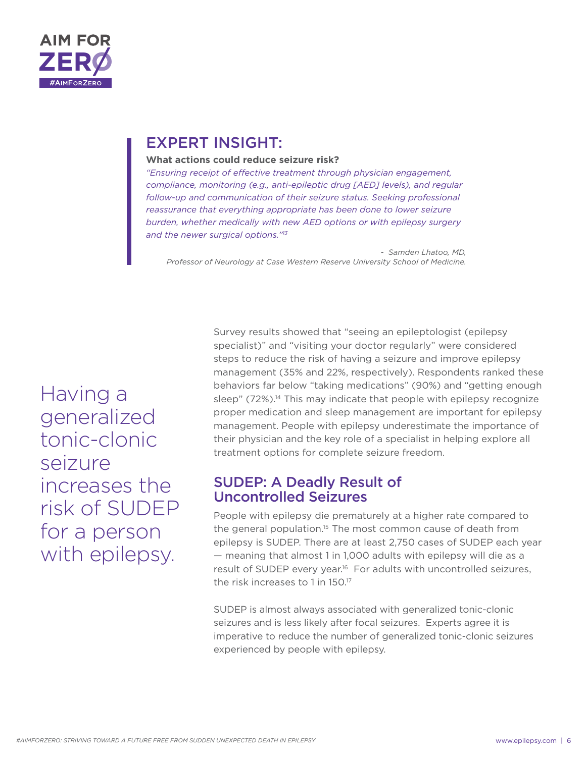## EXPERT INSIGHT:

**What actions could reduce seizure risk?**

*"Ensuring receipt of effective treatment through physician engagement, compliance, monitoring (e.g., anti-epileptic drug [AED] levels), and regular follow-up and communication of their seizure status. Seeking professional reassurance that everything appropriate has been done to lower seizure burden, whether medically with new AED options or with epilepsy surgery and the newer surgical options."*[13]

*- Samden Lhatoo, MD, Professor of Neurology at Case Western Reserve University School of Medicine.*

Having a generalized tonic-clonic seizure increases the risk of SUDEP for a person with epilepsy.

Survey results showed that "seeing an epileptologist (epilepsy specialist)" and "visiting your doctor regularly" were considered steps to reduce the risk of having a seizure and improve epilepsy management (35% and 22%, respectively). Respondents ranked these behaviors far below "taking medications" (90%) and "getting enough sleep" (72%).[14] This may indicate that people with epilepsy recognize proper medication and sleep management are important for epilepsy management. People with epilepsy underestimate the importance of their physician and the key role of a specialist in helping explore all treatment options for complete seizure freedom.

## SUDEP: A Deadly Result of Uncontrolled Seizures

People with epilepsy die prematurely at a higher rate compared to the general population.[15] The most common cause of death from epilepsy is SUDEP. There are at least 2,750 cases of SUDEP each year — meaning that almost 1 in 1,000 adults with epilepsy will die as a result of SUDEP every year.[16] For adults with uncontrolled seizures, the risk increases to 1 in 150.[17]

SUDEP is almost always associated with generalized tonic-clonic seizures and is less likely after focal seizures. Experts agree it is imperative to reduce the number of generalized tonic-clonic seizures experienced by people with epilepsy.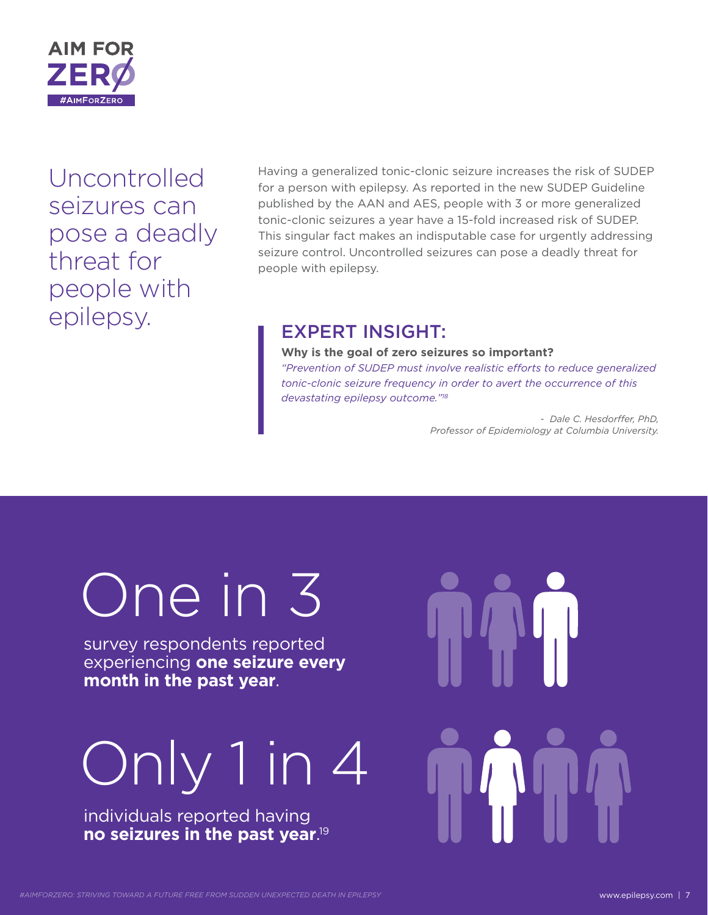**AIM FOR ZERØ**
#AIMFORZERO

## Uncontrolled seizures can pose a deadly threat for people with epilepsy.

Having a generalized tonic-clonic seizure increases the risk of SUDEP for a person with epilepsy. As reported in the new SUDEP Guideline published by the AAN and AES, people with 3 or more generalized tonic-clonic seizures a year have a 15-fold increased risk of SUDEP. This singular fact makes an indisputable case for urgently addressing seizure control. Uncontrolled seizures can pose a deadly threat for people with epilepsy.

### EXPERT INSIGHT:

**Why is the goal of zero seizures so important?**

*"Prevention of SUDEP must involve realistic efforts to reduce generalized tonic-clonic seizure frequency in order to avert the occurrence of this devastating epilepsy outcome."*[18]

*- Dale C. Hesdorffer, PhD, Professor of Epidemiology at Columbia University.*

# One in 3

survey respondents reported experiencing **one seizure every month in the past year**.

# Only 1 in 4

individuals reported having **no seizures in the past year**.[19]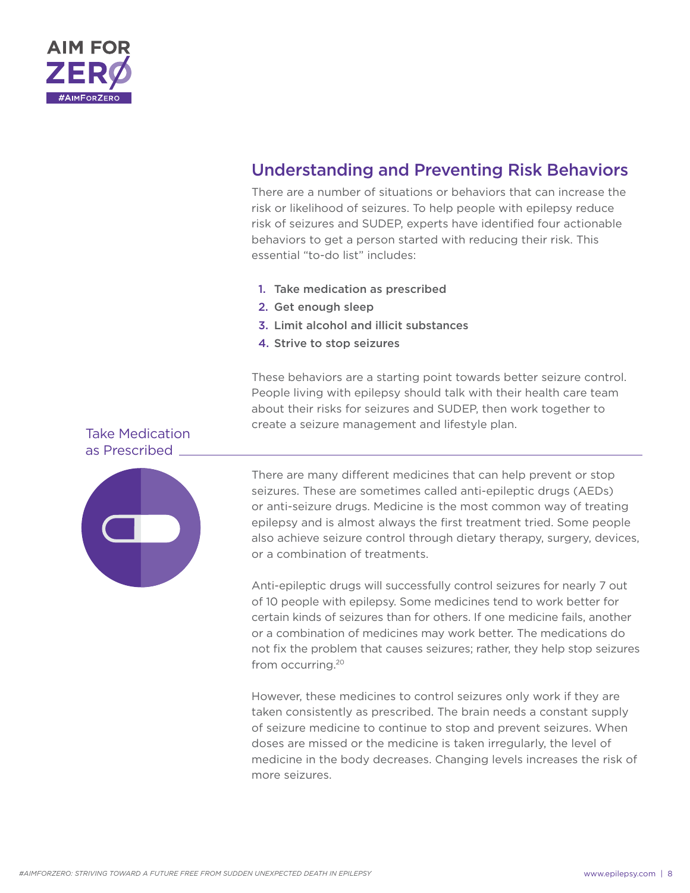## Understanding and Preventing Risk Behaviors

There are a number of situations or behaviors that can increase the risk or likelihood of seizures. To help people with epilepsy reduce risk of seizures and SUDEP, experts have identified four actionable behaviors to get a person started with reducing their risk. This essential "to-do list" includes:

1. **Take medication as prescribed**
2. **Get enough sleep**
3. **Limit alcohol and illicit substances**
4. **Strive to stop seizures**

These behaviors are a starting point towards better seizure control. People living with epilepsy should talk with their health care team about their risks for seizures and SUDEP, then work together to create a seizure management and lifestyle plan.

### Take Medication as Prescribed

There are many different medicines that can help prevent or stop seizures. These are sometimes called anti-epileptic drugs (AEDs) or anti-seizure drugs. Medicine is the most common way of treating epilepsy and is almost always the first treatment tried. Some people also achieve seizure control through dietary therapy, surgery, devices, or a combination of treatments.

Anti-epileptic drugs will successfully control seizures for nearly 7 out of 10 people with epilepsy. Some medicines tend to work better for certain kinds of seizures than for others. If one medicine fails, another or a combination of medicines may work better. The medications do not fix the problem that causes seizures; rather, they help stop seizures from occurring.[20]

However, these medicines to control seizures only work if they are taken consistently as prescribed. The brain needs a constant supply of seizure medicine to continue to stop and prevent seizures. When doses are missed or the medicine is taken irregularly, the level of medicine in the body decreases. Changing levels increases the risk of more seizures.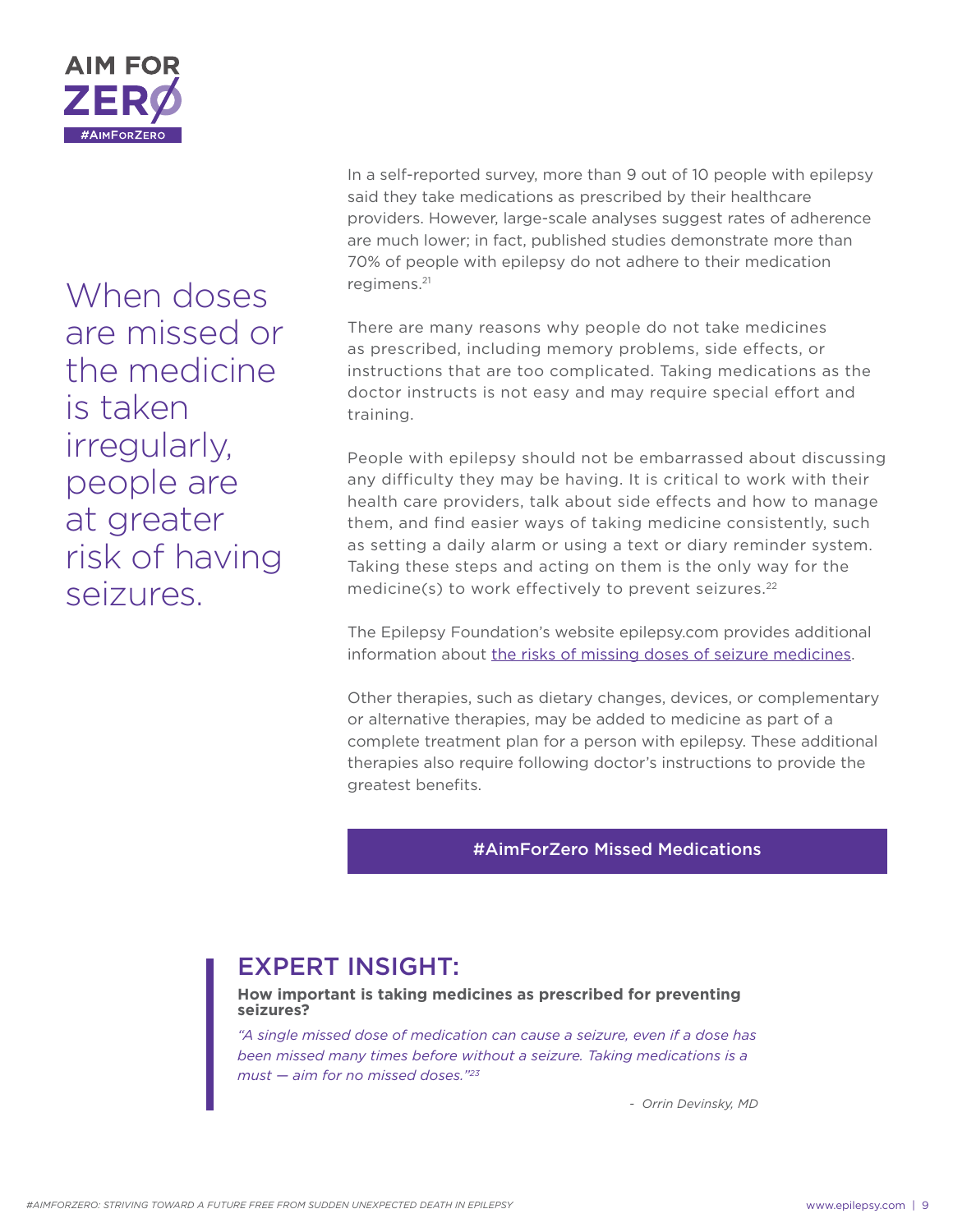When doses are missed or the medicine is taken irregularly, people are at greater risk of having seizures.

In a self-reported survey, more than 9 out of 10 people with epilepsy said they take medications as prescribed by their healthcare providers. However, large-scale analyses suggest rates of adherence are much lower; in fact, published studies demonstrate more than 70% of people with epilepsy do not adhere to their medication regimens.[21]

There are many reasons why people do not take medicines as prescribed, including memory problems, side effects, or instructions that are too complicated. Taking medications as the doctor instructs is not easy and may require special effort and training.

People with epilepsy should not be embarrassed about discussing any difficulty they may be having. It is critical to work with their health care providers, talk about side effects and how to manage them, and find easier ways of taking medicine consistently, such as setting a daily alarm or using a text or diary reminder system. Taking these steps and acting on them is the only way for the medicine(s) to work effectively to prevent seizures.[22]

The Epilepsy Foundation's website epilepsy.com provides additional information about the risks of missing doses of seizure medicines.

Other therapies, such as dietary changes, devices, or complementary or alternative therapies, may be added to medicine as part of a complete treatment plan for a person with epilepsy. These additional therapies also require following doctor's instructions to provide the greatest benefits.

**#AimForZero Missed Medications**

## EXPERT INSIGHT:

**How important is taking medicines as prescribed for preventing seizures?**

*"A single missed dose of medication can cause a seizure, even if a dose has been missed many times before without a seizure. Taking medications is a must — aim for no missed doses."*[23]

*- Orrin Devinsky, MD*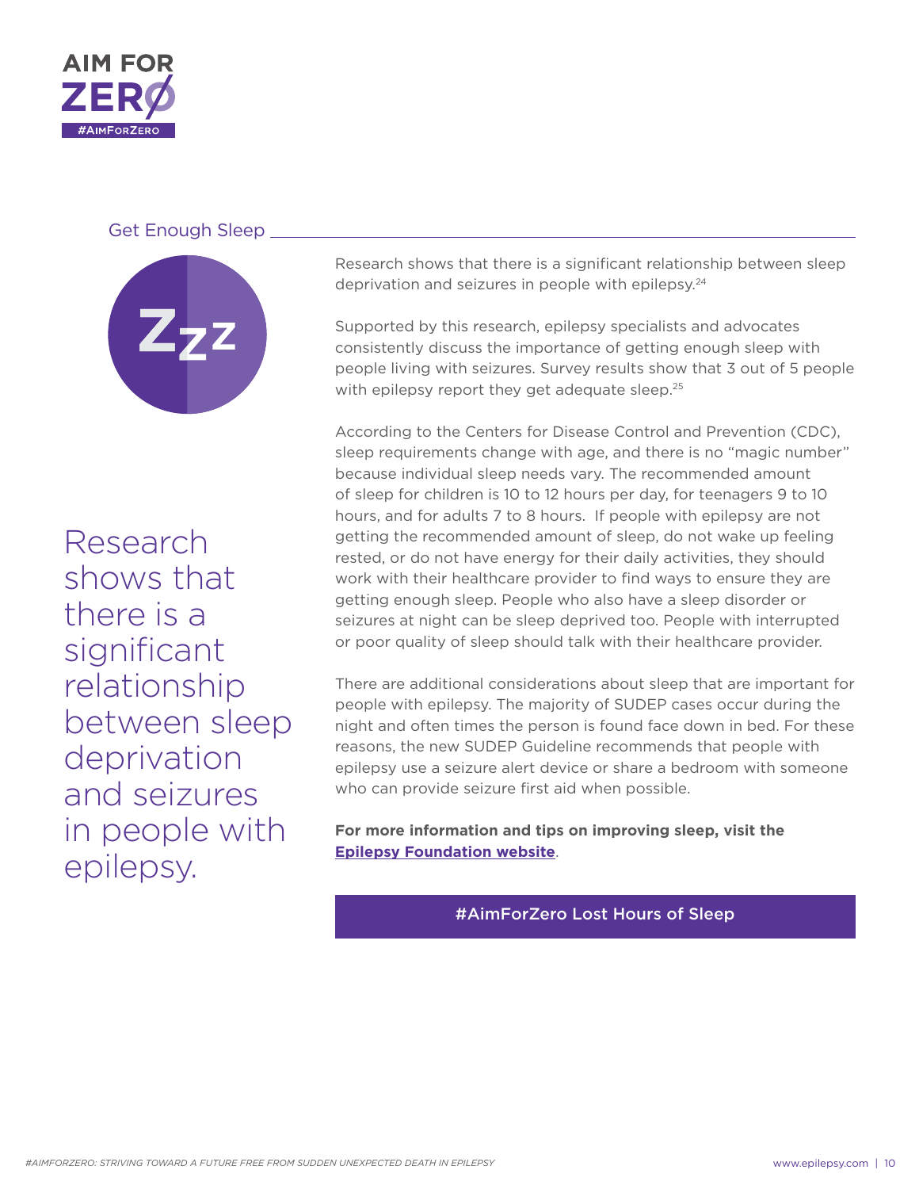## Get Enough Sleep

> Research shows that there is a significant relationship between sleep deprivation and seizures in people with epilepsy.

Research shows that there is a significant relationship between sleep deprivation and seizures in people with epilepsy.[24]

Supported by this research, epilepsy specialists and advocates consistently discuss the importance of getting enough sleep with people living with seizures. Survey results show that 3 out of 5 people with epilepsy report they get adequate sleep.[25]

According to the Centers for Disease Control and Prevention (CDC), sleep requirements change with age, and there is no "magic number" because individual sleep needs vary. The recommended amount of sleep for children is 10 to 12 hours per day, for teenagers 9 to 10 hours, and for adults 7 to 8 hours. If people with epilepsy are not getting the recommended amount of sleep, do not wake up feeling rested, or do not have energy for their daily activities, they should work with their healthcare provider to find ways to ensure they are getting enough sleep. People who also have a sleep disorder or seizures at night can be sleep deprived too. People with interrupted or poor quality of sleep should talk with their healthcare provider.

There are additional considerations about sleep that are important for people with epilepsy. The majority of SUDEP cases occur during the night and often times the person is found face down in bed. For these reasons, the new SUDEP Guideline recommends that people with epilepsy use a seizure alert device or share a bedroom with someone who can provide seizure first aid when possible.

**For more information and tips on improving sleep, visit the Epilepsy Foundation website.**

**#AimForZero Lost Hours of Sleep**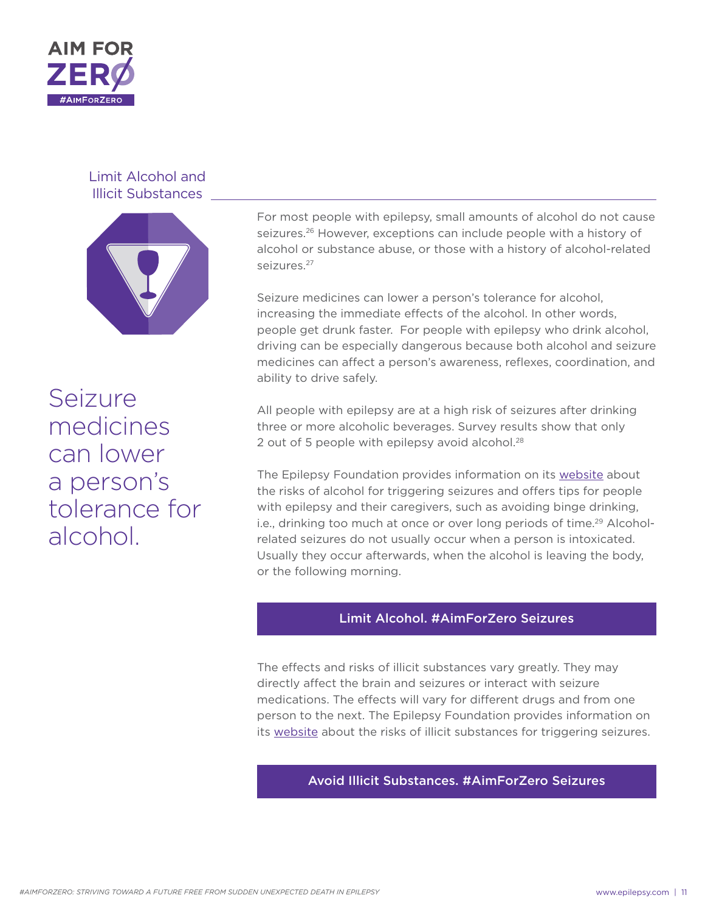## Limit Alcohol and Illicit Substances

Seizure medicines can lower a person's tolerance for alcohol.

For most people with epilepsy, small amounts of alcohol do not cause seizures.[26] However, exceptions can include people with a history of alcohol or substance abuse, or those with a history of alcohol-related seizures.[27]

Seizure medicines can lower a person's tolerance for alcohol, increasing the immediate effects of the alcohol. In other words, people get drunk faster. For people with epilepsy who drink alcohol, driving can be especially dangerous because both alcohol and seizure medicines can affect a person's awareness, reflexes, coordination, and ability to drive safely.

All people with epilepsy are at a high risk of seizures after drinking three or more alcoholic beverages. Survey results show that only 2 out of 5 people with epilepsy avoid alcohol.[28]

The Epilepsy Foundation provides information on its website about the risks of alcohol for triggering seizures and offers tips for people with epilepsy and their caregivers, such as avoiding binge drinking, i.e., drinking too much at once or over long periods of time.[29] Alcohol-related seizures do not usually occur when a person is intoxicated. Usually they occur afterwards, when the alcohol is leaving the body, or the following morning.

**Limit Alcohol. #AimForZero Seizures**

The effects and risks of illicit substances vary greatly. They may directly affect the brain and seizures or interact with seizure medications. The effects will vary for different drugs and from one person to the next. The Epilepsy Foundation provides information on its website about the risks of illicit substances for triggering seizures.

**Avoid Illicit Substances. #AimForZero Seizures**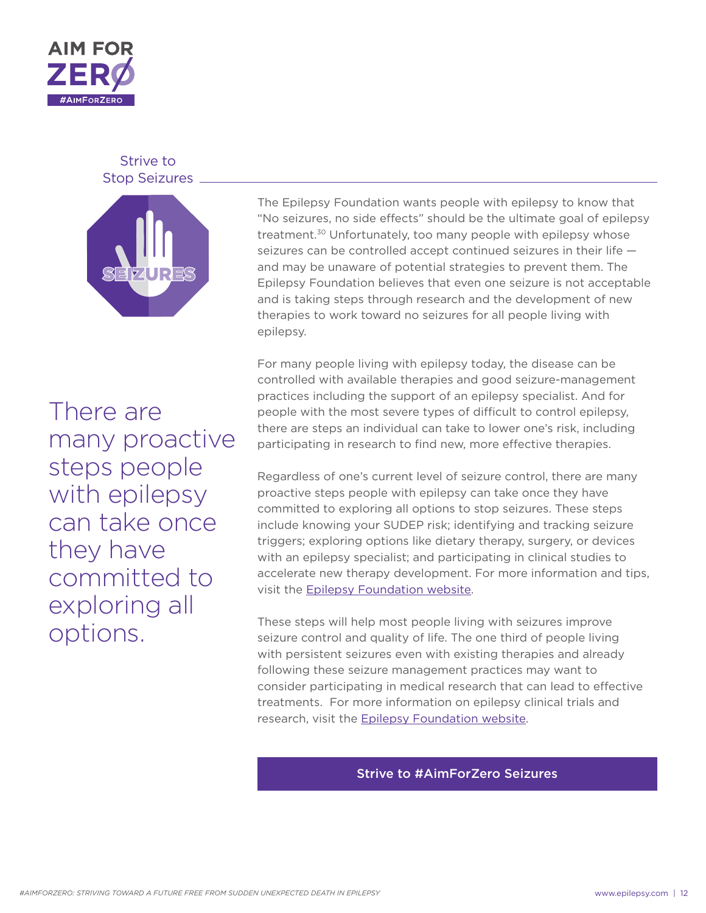## Strive to Stop Seizures

The Epilepsy Foundation wants people with epilepsy to know that "No seizures, no side effects" should be the ultimate goal of epilepsy treatment.[30] Unfortunately, too many people with epilepsy whose seizures can be controlled accept continued seizures in their life — and may be unaware of potential strategies to prevent them. The Epilepsy Foundation believes that even one seizure is not acceptable and is taking steps through research and the development of new therapies to work toward no seizures for all people living with epilepsy.

There are many proactive steps people with epilepsy can take once they have committed to exploring all options.

For many people living with epilepsy today, the disease can be controlled with available therapies and good seizure-management practices including the support of an epilepsy specialist. And for people with the most severe types of difficult to control epilepsy, there are steps an individual can take to lower one's risk, including participating in research to find new, more effective therapies.

Regardless of one's current level of seizure control, there are many proactive steps people with epilepsy can take once they have committed to exploring all options to stop seizures. These steps include knowing your SUDEP risk; identifying and tracking seizure triggers; exploring options like dietary therapy, surgery, or devices with an epilepsy specialist; and participating in clinical studies to accelerate new therapy development. For more information and tips, visit the Epilepsy Foundation website.

These steps will help most people living with seizures improve seizure control and quality of life. The one third of people living with persistent seizures even with existing therapies and already following these seizure management practices may want to consider participating in medical research that can lead to effective treatments. For more information on epilepsy clinical trials and research, visit the Epilepsy Foundation website.

**Strive to #AimForZero Seizures**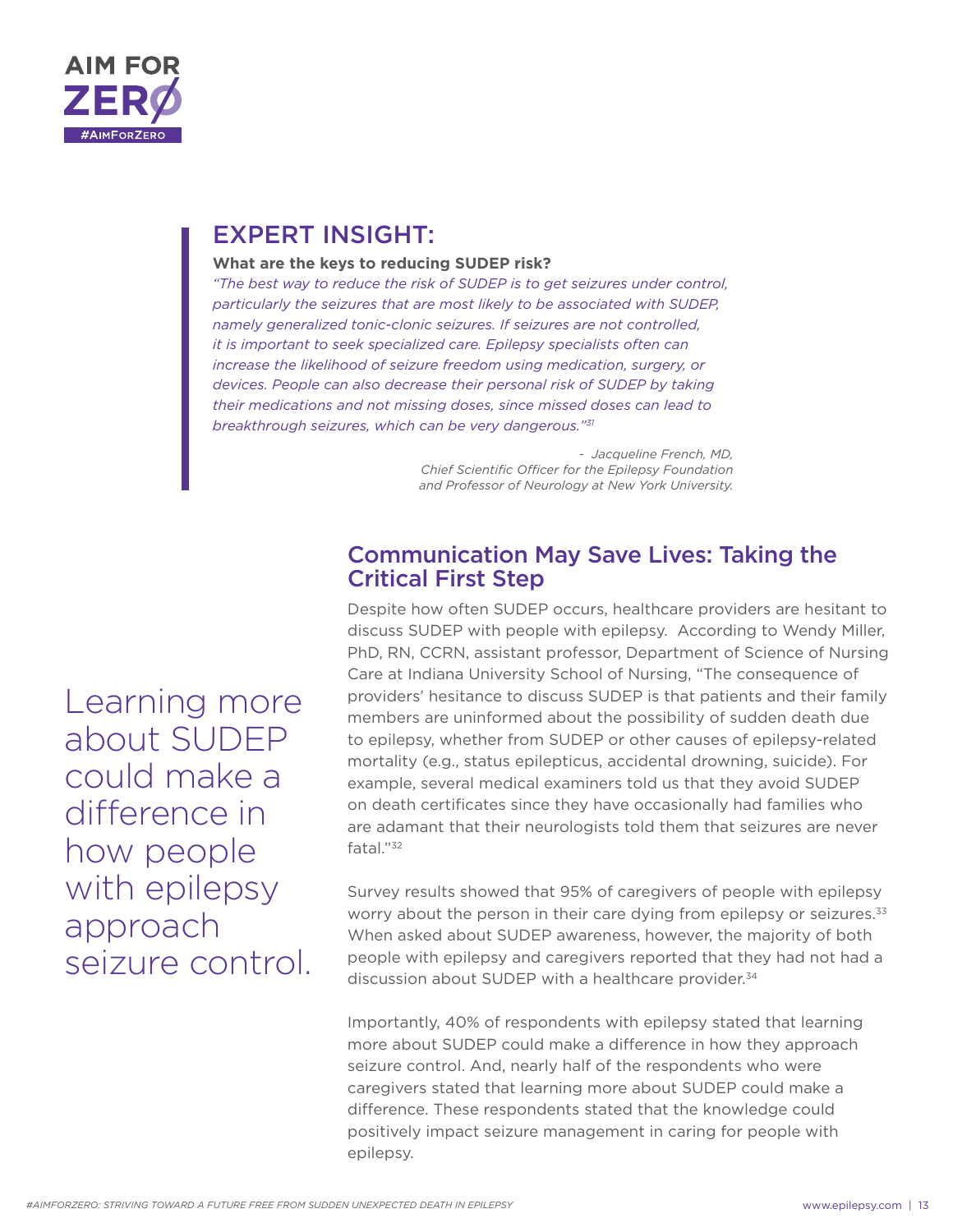AIM FOR ZERØ

#AIMFORZERO

## EXPERT INSIGHT:

**What are the keys to reducing SUDEP risk?**

*"The best way to reduce the risk of SUDEP is to get seizures under control, particularly the seizures that are most likely to be associated with SUDEP, namely generalized tonic-clonic seizures. If seizures are not controlled, it is important to seek specialized care. Epilepsy specialists often can increase the likelihood of seizure freedom using medication, surgery, or devices. People can also decrease their personal risk of SUDEP by taking their medications and not missing doses, since missed doses can lead to breakthrough seizures, which can be very dangerous."*[31]

*- Jacqueline French, MD, Chief Scientific Officer for the Epilepsy Foundation and Professor of Neurology at New York University.*

## Communication May Save Lives: Taking the Critical First Step

Despite how often SUDEP occurs, healthcare providers are hesitant to discuss SUDEP with people with epilepsy. According to Wendy Miller, PhD, RN, CCRN, assistant professor, Department of Science of Nursing Care at Indiana University School of Nursing, "The consequence of providers' hesitance to discuss SUDEP is that patients and their family members are uninformed about the possibility of sudden death due to epilepsy, whether from SUDEP or other causes of epilepsy-related mortality (e.g., status epilepticus, accidental drowning, suicide). For example, several medical examiners told us that they avoid SUDEP on death certificates since they have occasionally had families who are adamant that their neurologists told them that seizures are never fatal."[32]

Learning more about SUDEP could make a difference in how people with epilepsy approach seizure control.

Survey results showed that 95% of caregivers of people with epilepsy worry about the person in their care dying from epilepsy or seizures.[33] When asked about SUDEP awareness, however, the majority of both people with epilepsy and caregivers reported that they had not had a discussion about SUDEP with a healthcare provider.[34]

Importantly, 40% of respondents with epilepsy stated that learning more about SUDEP could make a difference in how they approach seizure control. And, nearly half of the respondents who were caregivers stated that learning more about SUDEP could make a difference. These respondents stated that the knowledge could positively impact seizure management in caring for people with epilepsy.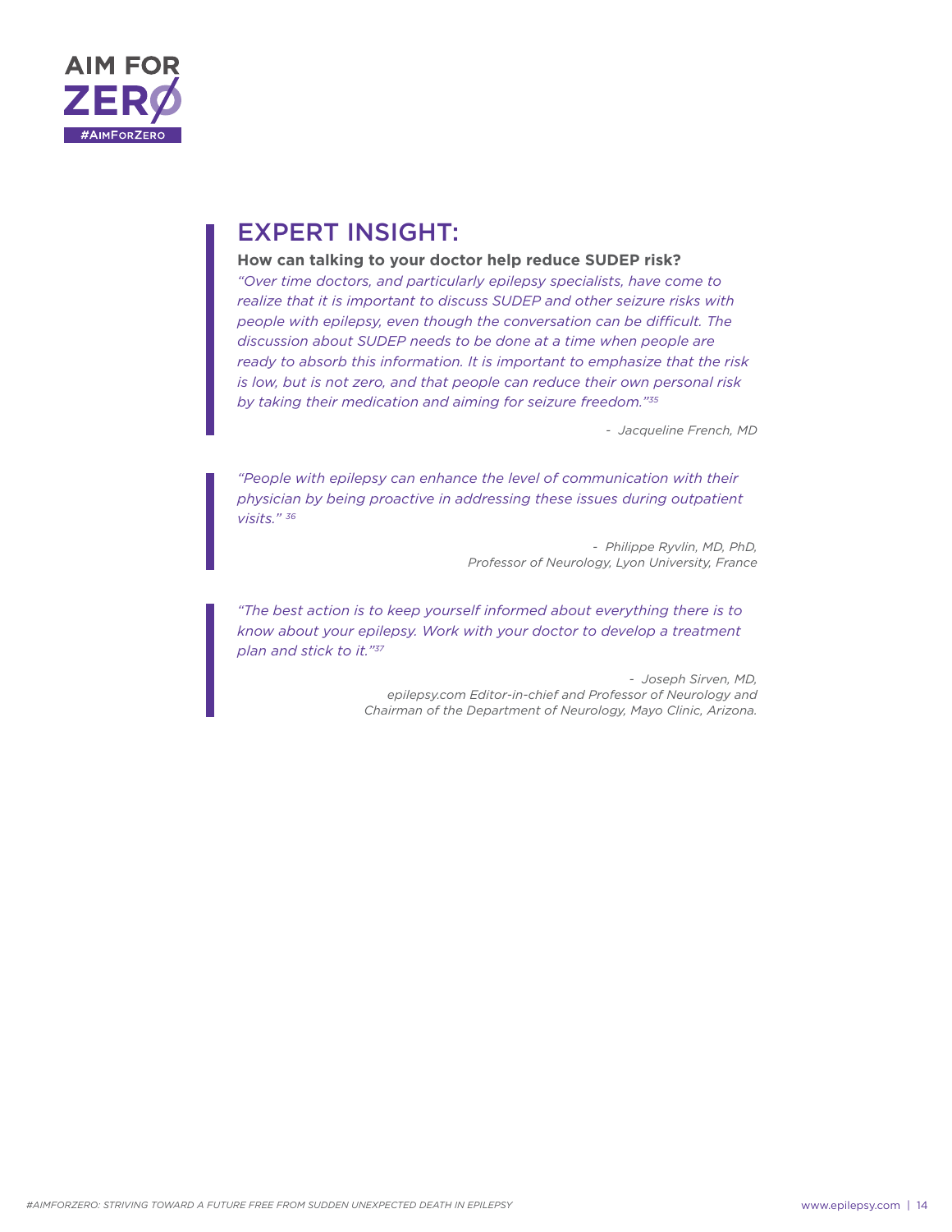## EXPERT INSIGHT:

**How can talking to your doctor help reduce SUDEP risk?**

*"Over time doctors, and particularly epilepsy specialists, have come to realize that it is important to discuss SUDEP and other seizure risks with people with epilepsy, even though the conversation can be difficult. The discussion about SUDEP needs to be done at a time when people are ready to absorb this information. It is important to emphasize that the risk is low, but is not zero, and that people can reduce their own personal risk by taking their medication and aiming for seizure freedom."*[35]

*- Jacqueline French, MD*

*"People with epilepsy can enhance the level of communication with their physician by being proactive in addressing these issues during outpatient visits."* [36]

*- Philippe Ryvlin, MD, PhD,*
*Professor of Neurology, Lyon University, France*

*"The best action is to keep yourself informed about everything there is to know about your epilepsy. Work with your doctor to develop a treatment plan and stick to it."*[37]

*- Joseph Sirven, MD,*
*epilepsy.com Editor-in-chief and Professor of Neurology and Chairman of the Department of Neurology, Mayo Clinic, Arizona.*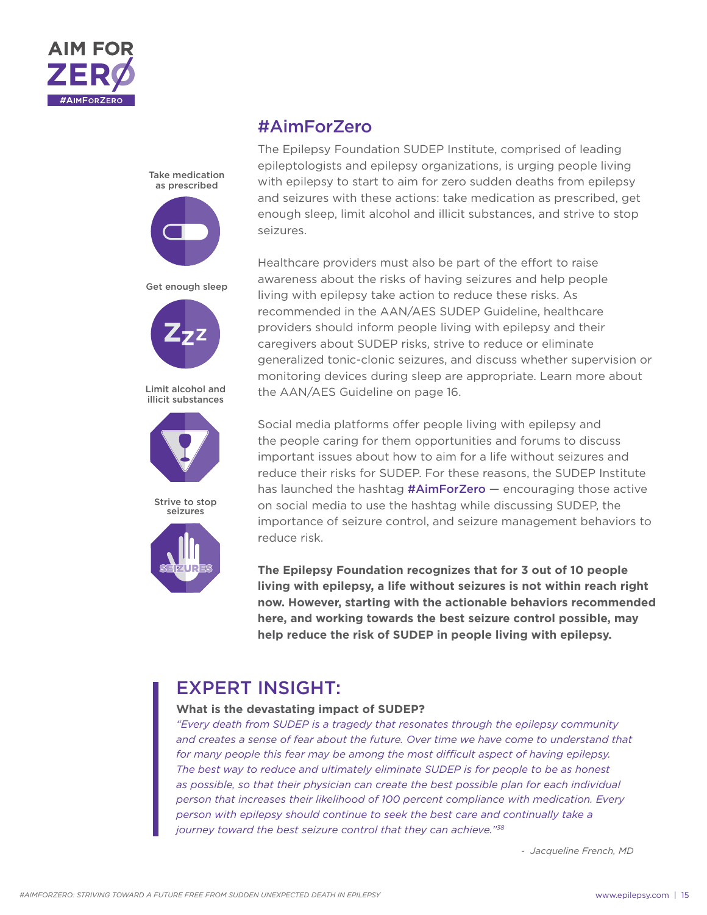AIM FOR ZERO

#AIMFORZERO

## #AimForZero

Take medication as prescribed

Get enough sleep

Limit alcohol and illicit substances

Strive to stop seizures

The Epilepsy Foundation SUDEP Institute, comprised of leading epileptologists and epilepsy organizations, is urging people living with epilepsy to start to aim for zero sudden deaths from epilepsy and seizures with these actions: take medication as prescribed, get enough sleep, limit alcohol and illicit substances, and strive to stop seizures.

Healthcare providers must also be part of the effort to raise awareness about the risks of having seizures and help people living with epilepsy take action to reduce these risks. As recommended in the AAN/AES SUDEP Guideline, healthcare providers should inform people living with epilepsy and their caregivers about SUDEP risks, strive to reduce or eliminate generalized tonic-clonic seizures, and discuss whether supervision or monitoring devices during sleep are appropriate. Learn more about the AAN/AES Guideline on page 16.

Social media platforms offer people living with epilepsy and the people caring for them opportunities and forums to discuss important issues about how to aim for a life without seizures and reduce their risks for SUDEP. For these reasons, the SUDEP Institute has launched the hashtag **#AimForZero** — encouraging those active on social media to use the hashtag while discussing SUDEP, the importance of seizure control, and seizure management behaviors to reduce risk.

**The Epilepsy Foundation recognizes that for 3 out of 10 people living with epilepsy, a life without seizures is not within reach right now. However, starting with the actionable behaviors recommended here, and working towards the best seizure control possible, may help reduce the risk of SUDEP in people living with epilepsy.**

## EXPERT INSIGHT:

**What is the devastating impact of SUDEP?**

*"Every death from SUDEP is a tragedy that resonates through the epilepsy community and creates a sense of fear about the future. Over time we have come to understand that for many people this fear may be among the most difficult aspect of having epilepsy. The best way to reduce and ultimately eliminate SUDEP is for people to be as honest as possible, so that their physician can create the best possible plan for each individual person that increases their likelihood of 100 percent compliance with medication. Every person with epilepsy should continue to seek the best care and continually take a journey toward the best seizure control that they can achieve."*[38]

- *Jacqueline French, MD*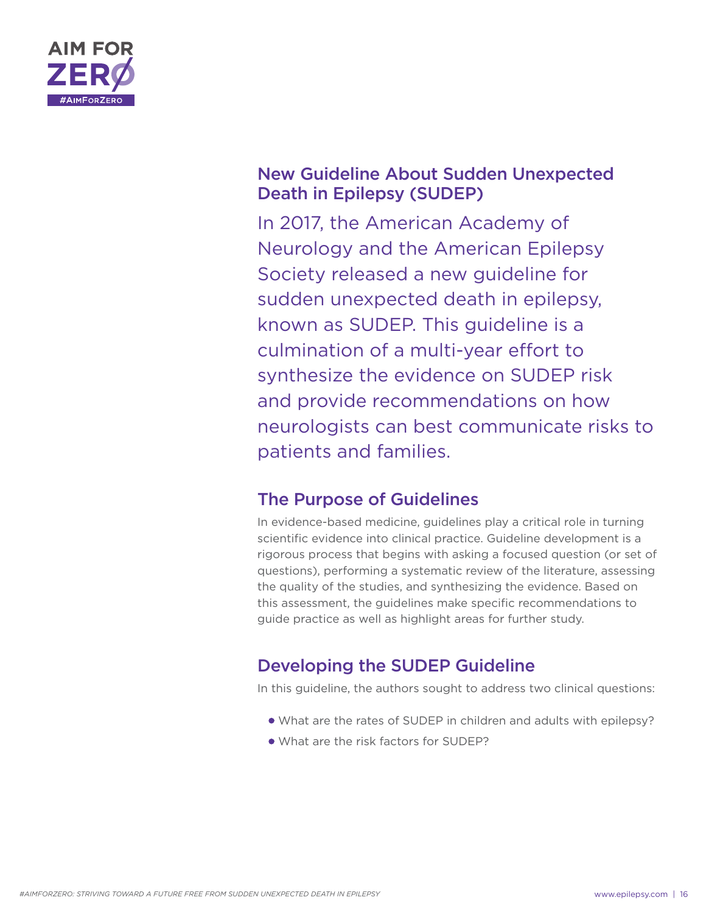## New Guideline About Sudden Unexpected Death in Epilepsy (SUDEP)

In 2017, the American Academy of Neurology and the American Epilepsy Society released a new guideline for sudden unexpected death in epilepsy, known as SUDEP. This guideline is a culmination of a multi-year effort to synthesize the evidence on SUDEP risk and provide recommendations on how neurologists can best communicate risks to patients and families.

## The Purpose of Guidelines

In evidence-based medicine, guidelines play a critical role in turning scientific evidence into clinical practice. Guideline development is a rigorous process that begins with asking a focused question (or set of questions), performing a systematic review of the literature, assessing the quality of the studies, and synthesizing the evidence. Based on this assessment, the guidelines make specific recommendations to guide practice as well as highlight areas for further study.

## Developing the SUDEP Guideline

In this guideline, the authors sought to address two clinical questions:

- What are the rates of SUDEP in children and adults with epilepsy?
- What are the risk factors for SUDEP?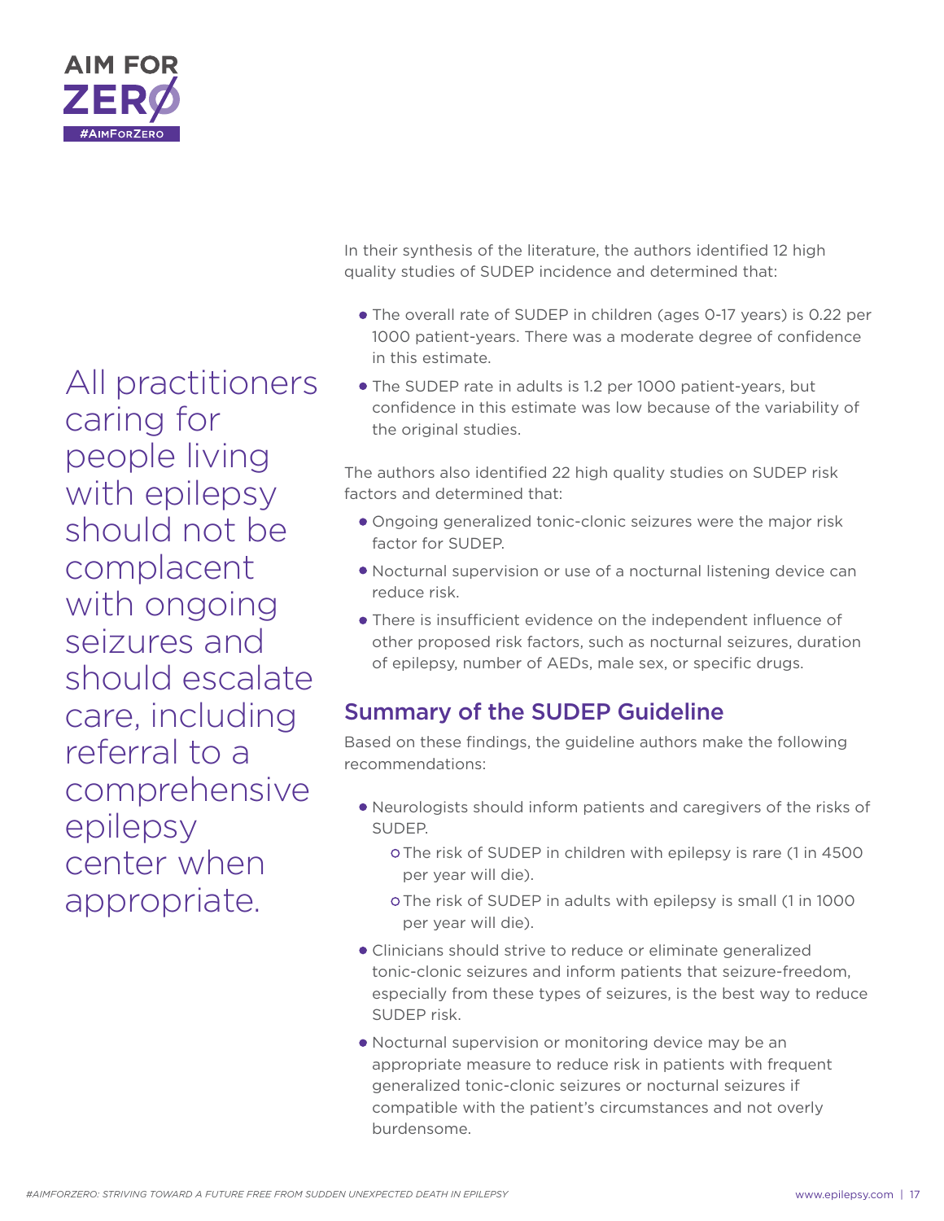All practitioners caring for people living with epilepsy should not be complacent with ongoing seizures and should escalate care, including referral to a comprehensive epilepsy center when appropriate.

In their synthesis of the literature, the authors identified 12 high quality studies of SUDEP incidence and determined that:

- The overall rate of SUDEP in children (ages 0-17 years) is 0.22 per 1000 patient-years. There was a moderate degree of confidence in this estimate.
- The SUDEP rate in adults is 1.2 per 1000 patient-years, but confidence in this estimate was low because of the variability of the original studies.

The authors also identified 22 high quality studies on SUDEP risk factors and determined that:

- Ongoing generalized tonic-clonic seizures were the major risk factor for SUDEP.
- Nocturnal supervision or use of a nocturnal listening device can reduce risk.
- There is insufficient evidence on the independent influence of other proposed risk factors, such as nocturnal seizures, duration of epilepsy, number of AEDs, male sex, or specific drugs.

## Summary of the SUDEP Guideline

Based on these findings, the guideline authors make the following recommendations:

- Neurologists should inform patients and caregivers of the risks of SUDEP.
  - The risk of SUDEP in children with epilepsy is rare (1 in 4500 per year will die).
  - The risk of SUDEP in adults with epilepsy is small (1 in 1000 per year will die).
- Clinicians should strive to reduce or eliminate generalized tonic-clonic seizures and inform patients that seizure-freedom, especially from these types of seizures, is the best way to reduce SUDEP risk.
- Nocturnal supervision or monitoring device may be an appropriate measure to reduce risk in patients with frequent generalized tonic-clonic seizures or nocturnal seizures if compatible with the patient's circumstances and not overly burdensome.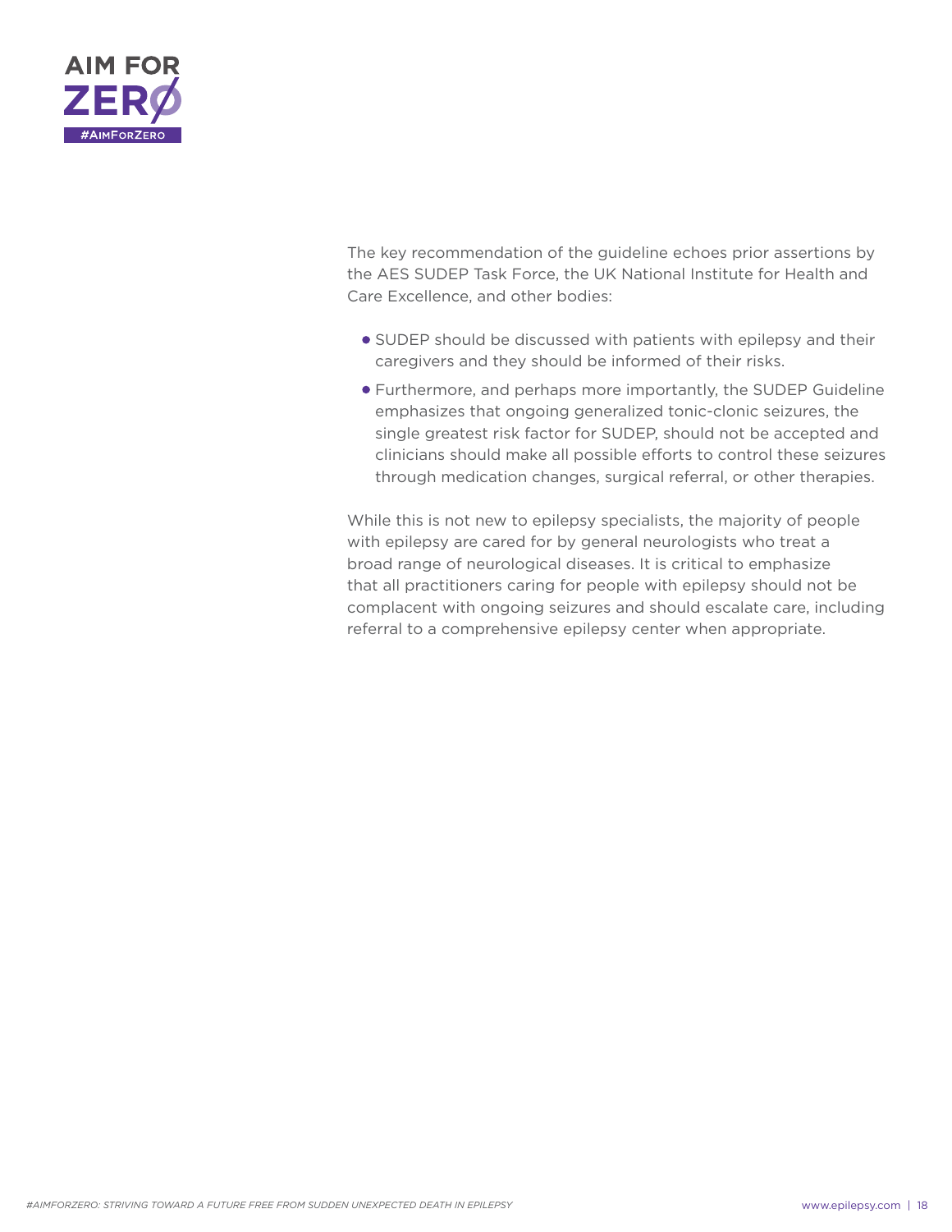The key recommendation of the guideline echoes prior assertions by the AES SUDEP Task Force, the UK National Institute for Health and Care Excellence, and other bodies:

- SUDEP should be discussed with patients with epilepsy and their caregivers and they should be informed of their risks.
- Furthermore, and perhaps more importantly, the SUDEP Guideline emphasizes that ongoing generalized tonic-clonic seizures, the single greatest risk factor for SUDEP, should not be accepted and clinicians should make all possible efforts to control these seizures through medication changes, surgical referral, or other therapies.

While this is not new to epilepsy specialists, the majority of people with epilepsy are cared for by general neurologists who treat a broad range of neurological diseases. It is critical to emphasize that all practitioners caring for people with epilepsy should not be complacent with ongoing seizures and should escalate care, including referral to a comprehensive epilepsy center when appropriate.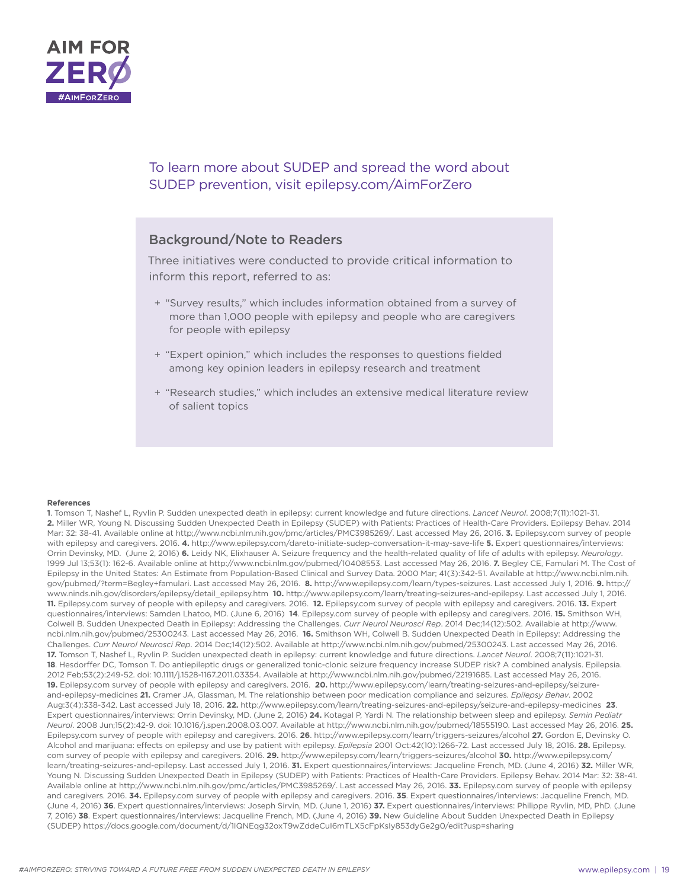AIM FOR ZERØ

#AIMFORZERO

To learn more about SUDEP and spread the word about SUDEP prevention, visit epilepsy.com/AimForZero

## Background/Note to Readers

Three initiatives were conducted to provide critical information to inform this report, referred to as:

+ "Survey results," which includes information obtained from a survey of more than 1,000 people with epilepsy and people who are caregivers for people with epilepsy
+ "Expert opinion," which includes the responses to questions fielded among key opinion leaders in epilepsy research and treatment
+ "Research studies," which includes an extensive medical literature review of salient topics

**References**

**1**. Tomson T, Nashef L, Ryvlin P. Sudden unexpected death in epilepsy: current knowledge and future directions. *Lancet Neurol*. 2008;7(11):1021-31. **2.** Miller WR, Young N. Discussing Sudden Unexpected Death in Epilepsy (SUDEP) with Patients: Practices of Health-Care Providers. Epilepsy Behav. 2014 Mar: 32: 38-41. Available online at http://www.ncbi.nlm.nih.gov/pmc/articles/PMC3985269/. Last accessed May 26, 2016. **3.** Epilepsy.com survey of people with epilepsy and caregivers. 2016. **4.** http://www.epilepsy.com/dareto-initiate-sudep-conversation-it-may-save-life **5.** Expert questionnaires/interviews: Orrin Devinsky, MD. (June 2, 2016) **6.** Leidy NK, Elixhauser A. Seizure frequency and the health-related quality of life of adults with epilepsy. *Neurology*. 1999 Jul 13;53(1): 162-6. Available online at http://www.ncbi.nlm.nih.gov/pubmed/10408553. Last accessed May 26, 2016. **7.** Begley CE, Famulari M. The Cost of Epilepsy in the United States: An Estimate from Population-Based Clinical and Survey Data. 2000 Mar; 41(3):342-51. Available at http://www.ncbi.nlm.nih.gov/pubmed/?term=Begley+famulari. Last accessed May 26, 2016. **8.** http://www.epilepsy.com/learn/types-seizures. Last accessed July 1, 2016. **9.** http://www.ninds.nih.gov/disorders/epilepsy/detail_epilepsy.htm **10.** http://www.epilepsy.com/learn/treating-seizures-and-epilepsy. Last accessed July 1, 2016. **11.** Epilepsy.com survey of people with epilepsy and caregivers. 2016. **12.** Epilepsy.com survey of people with epilepsy and caregivers. 2016. **13.** Expert questionnaires/interviews: Samden Lhatoo, MD. (June 6, 2016) **14**. Epilepsy.com survey of people with epilepsy and caregivers. 2016. **15.** Smithson WH, Colwell B. Sudden Unexpected Death in Epilepsy: Addressing the Challenges. *Curr Neurol Neurosci Rep*. 2014 Dec;14(12):502. Available at http://www.ncbi.nlm.nih.gov/pubmed/25300243. Last accessed May 26, 2016. **16.** Smithson WH, Colwell B. Sudden Unexpected Death in Epilepsy: Addressing the Challenges. *Curr Neurol Neurosci Rep*. 2014 Dec;14(12):502. Available at http://www.ncbi.nlm.nih.gov/pubmed/25300243. Last accessed May 26, 2016. **17.** Tomson T, Nashef L, Ryvlin P. Sudden unexpected death in epilepsy: current knowledge and future directions. *Lancet Neurol*. 2008;7(11):1021-31. **18**. Hesdorffer DC, Tomson T. Do antiepileptic drugs or generalized tonic-clonic seizure frequency increase SUDEP risk? A combined analysis. Epilepsia. 2012 Feb;53(2):249-52. doi: 10.1111/j.1528-1167.2011.03354. Available at http://www.ncbi.nlm.nih.gov/pubmed/22191685. Last accessed May 26, 2016. **19.** Epilepsy.com survey of people with epilepsy and caregivers. 2016. **20.** http://www.epilepsy.com/learn/treating-seizures-and-epilepsy/seizure-and-epilepsy-medicines **21.** Cramer JA, Glassman, M. The relationship between poor medication compliance and seizures. *Epilepsy Behav*. 2002 Aug:3(4):338-342. Last accessed July 18, 2016. **22.** http://www.epilepsy.com/learn/treating-seizures-and-epilepsy/seizure-and-epilepsy-medicines **23**. Expert questionnaires/interviews: Orrin Devinsky, MD. (June 2, 2016) **24.** Kotagal P, Yardi N. The relationship between sleep and epilepsy. *Semin Pediatr Neurol*. 2008 Jun;15(2):42-9. doi: 10.1016/j.spen.2008.03.007. Available at http://www.ncbi.nlm.nih.gov/pubmed/18555190. Last accessed May 26, 2016. **25.** Epilepsy.com survey of people with epilepsy and caregivers. 2016. **26**. http://www.epilepsy.com/learn/triggers-seizures/alcohol **27.** Gordon E, Devinsky O. Alcohol and marijuana: effects on epilepsy and use by patient with epilepsy. *Epilepsia* 2001 Oct:42(10):1266-72. Last accessed July 18, 2016. **28.** Epilepsy.com survey of people with epilepsy and caregivers. 2016. **29.** http://www.epilepsy.com/learn/triggers-seizures/alcohol **30.** http://www.epilepsy.com/learn/treating-seizures-and-epilepsy. Last accessed July 1, 2016. **31.** Expert questionnaires/interviews: Jacqueline French, MD. (June 4, 2016) **32.** Miller WR, Young N. Discussing Sudden Unexpected Death in Epilepsy (SUDEP) with Patients: Practices of Health-Care Providers. Epilepsy Behav. 2014 Mar: 32: 38-41. Available online at http://www.ncbi.nlm.nih.gov/pmc/articles/PMC3985269/. Last accessed May 26, 2016. **33.** Epilepsy.com survey of people with epilepsy and caregivers. 2016. **34.** Epilepsy.com survey of people with epilepsy and caregivers. 2016. **35**. Expert questionnaires/interviews: Jacqueline French, MD. (June 4, 2016) **36**. Expert questionnaires/interviews: Joseph Sirvin, MD. (June 1, 2016) **37.** Expert questionnaires/interviews: Philippe Ryvlin, MD, PhD. (June 7, 2016) **38**. Expert questionnaires/interviews: Jacqueline French, MD. (June 4, 2016) **39.** New Guideline About Sudden Unexpected Death in Epilepsy (SUDEP) https://docs.google.com/document/d/1IQNEqg32oxT9wZddeCuI6mTLX5cFpKsIy853dyGe2g0/edit?usp=sharing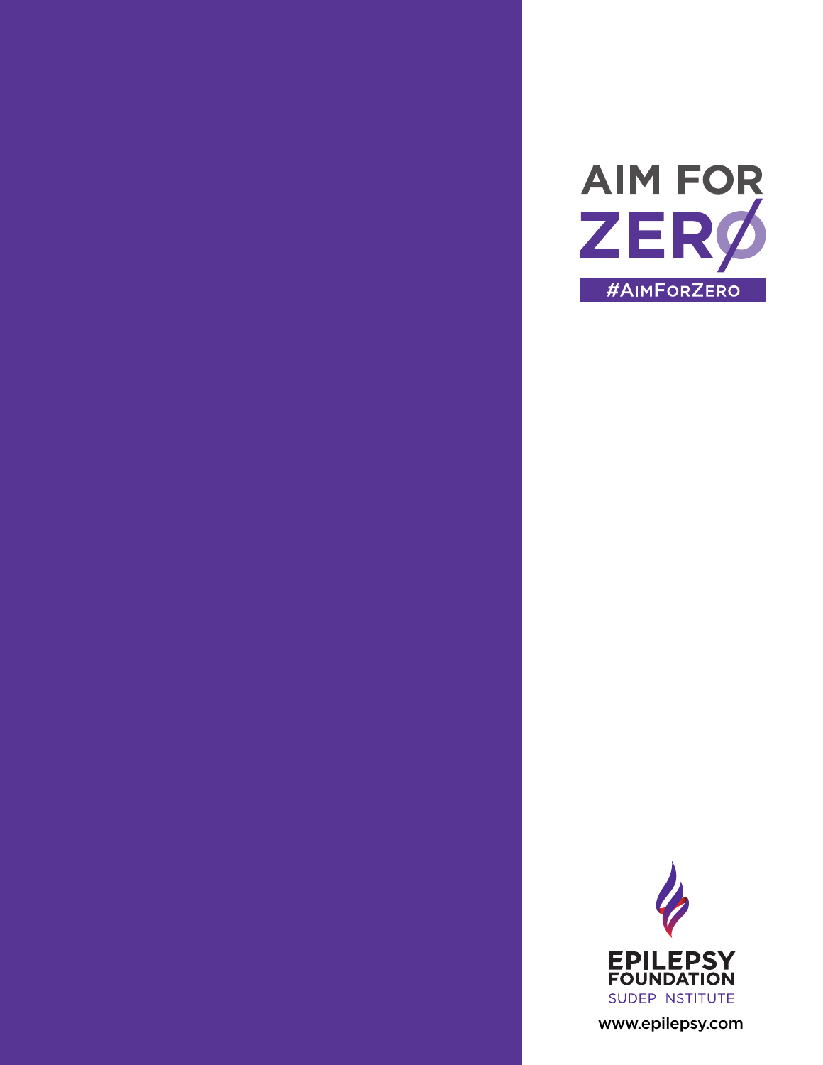AIM FOR
ZERØ

#AimForZero

EPILEPSY
FOUNDATION
SUDEP INSTITUTE

www.epilepsy.com